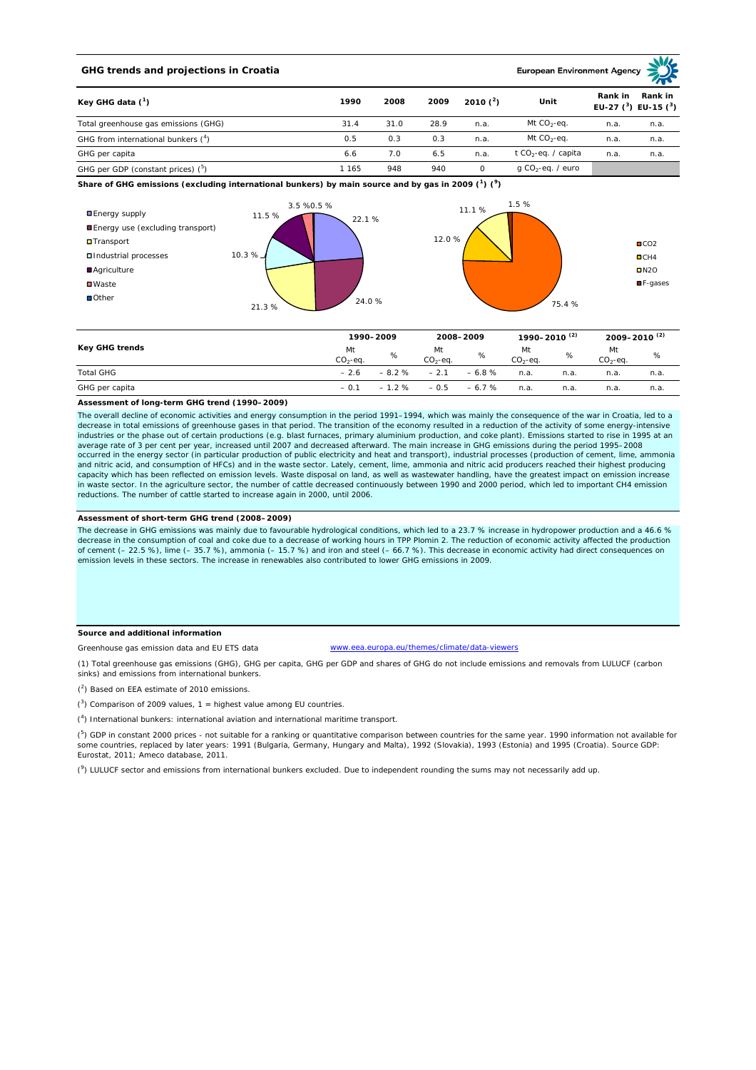# GHG trends and projections in Croatia

European Environment Agency

| Key GHG data [1] | 1990 | 2008 | 2009 | 2010 [2] | Unit | Rank in EU-27 [3] | Rank in EU-15 [3] |
|---|---|---|---|---|---|---|---|
| Total greenhouse gas emissions (GHG) | 31.4 | 31.0 | 28.9 | n.a. | Mt $CO_2$-eq. | n.a. | n.a. |
| GHG from international bunkers [4] | 0.5 | 0.3 | 0.3 | n.a. | Mt $CO_2$-eq. | n.a. | n.a. |
| GHG per capita | 6.6 | 7.0 | 6.5 | n.a. | t $CO_2$-eq. / capita | n.a. | n.a. |
| GHG per GDP (constant prices) [5] | 1 165 | 948 | 940 | 0 | g $CO_2$-eq. / euro | | |

**Share of GHG emissions (excluding international bunkers) by main source and by gas in 2009 [1] [9]**

By main source: Energy supply 22.1 %; Energy use (excluding transport) 24.0 %; Transport 21.3 %; Industrial processes 10.3 %; Agriculture 11.5 %; Waste 3.5 %; Other 0.5 %

By gas: $CO_2$ 75.4 %; $CH_4$ 12.0 %; $N_2O$ 11.1 %; F-gases 1.5 %

| Key GHG trends | 1990–2009 | | 2008–2009 | | 1990–2010 [2] | | 2009–2010 [2] | |
|---|---|---|---|---|---|---|---|---|
| | Mt $CO_2$-eq. | % | Mt $CO_2$-eq. | % | Mt $CO_2$-eq. | % | Mt $CO_2$-eq. | % |
| Total GHG | – 2.6 | – 8.2 % | – 2.1 | – 6.8 % | n.a. | n.a. | n.a. | n.a. |
| GHG per capita | – 0.1 | – 1.2 % | – 0.5 | – 6.7 % | n.a. | n.a. | n.a. | n.a. |

**Assessment of long-term GHG trend (1990–2009)**

The overall decline of economic activities and energy consumption in the period 1991–1994, which was mainly the consequence of the war in Croatia, led to a decrease in total emissions of greenhouse gases in that period. The transition of the economy resulted in a reduction of the activity of some energy-intensive industries or the phase out of certain productions (e.g. blast furnaces, primary aluminium production, and coke plant). Emissions started to rise in 1995 at an average rate of 3 per cent per year, increased until 2007 and decreased afterward. The main increase in GHG emissions during the period 1995–2008 occurred in the energy sector (in particular production of public electricity and heat and transport), industrial processes (production of cement, lime, ammonia and nitric acid, and consumption of HFCs) and in the waste sector. Lately, cement, lime, ammonia and nitric acid producers reached their highest producing capacity which has been reflected on emission levels. Waste disposal on land, as well as wastewater handling, have the greatest impact on emission increase in waste sector. In the agriculture sector, the number of cattle decreased continuously between 1990 and 2000 period, which led to important CH4 emission reductions. The number of cattle started to increase again in 2000, until 2006.

**Assessment of short-term GHG trend (2008–2009)**

The decrease in GHG emissions was mainly due to favourable hydrological conditions, which led to a 23.7 % increase in hydropower production and a 46.6 % decrease in the consumption of coal and coke due to a decrease of working hours in TPP Plomin 2. The reduction of economic activity affected the production of cement (– 22.5 %), lime (– 35.7 %), ammonia (– 15.7 %) and iron and steel (– 66.7 %). This decrease in economic activity had direct consequences on emission levels in these sectors. The increase in renewables also contributed to lower GHG emissions in 2009.

**Source and additional information**

Greenhouse gas emission data and EU ETS data — www.eea.europa.eu/themes/climate/data-viewers

(1) Total greenhouse gas emissions (GHG), GHG per capita, GHG per GDP and shares of GHG do not include emissions and removals from LULUCF (carbon sinks) and emissions from international bunkers.

(2) Based on EEA estimate of 2010 emissions.

(3) Comparison of 2009 values, 1 = highest value among EU countries.

(4) International bunkers: international aviation and international maritime transport.

(5) GDP in constant 2000 prices - not suitable for a ranking or quantitative comparison between countries for the same year. 1990 information not available for some countries, replaced by later years: 1991 (Bulgaria, Germany, Hungary and Malta), 1992 (Slovakia), 1993 (Estonia) and 1995 (Croatia). Source GDP: Eurostat, 2011; Ameco database, 2011.

(9) LULUCF sector and emissions from international bunkers excluded. Due to independent rounding the sums may not necessarily add up.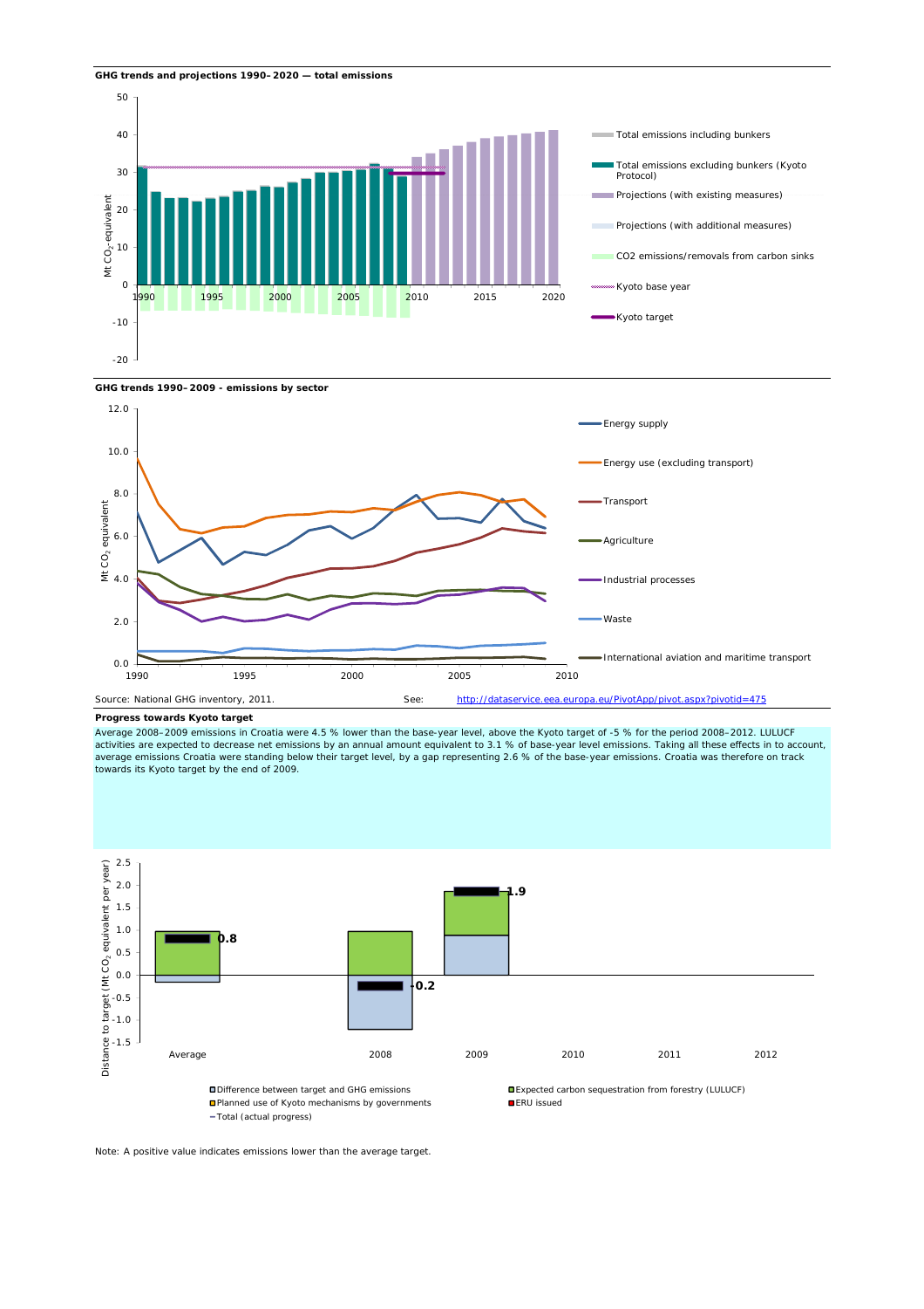**GHG trends and projections 1990–2020 — total emissions**

50
40
30
20
10
0
-10
-20

Mt $CO_2$-equivalent

1990 1995 2000 2005 2010 2015 2020

Total emissions including bunkers
Total emissions excluding bunkers (Kyoto Protocol)
Projections (with existing measures)
Projections (with additional measures)
CO2 emissions/removals from carbon sinks
Kyoto base year
Kyoto target

**GHG trends 1990–2009 - emissions by sector**

12.0
10.0
8.0
6.0
4.0
2.0
0.0

Mt $CO_2$ equivalent

1990 1995 2000 2005 2010

Energy supply
Energy use (excluding transport)
Transport
Agriculture
Industrial processes
Waste
International aviation and maritime transport

Source: National GHG inventory, 2011. See: http://dataservice.eea.europa.eu/PivotApp/pivot.aspx?pivotid=475

**Progress towards Kyoto target**

Average 2008–2009 emissions in Croatia were 4.5 % lower than the base-year level, above the Kyoto target of -5 % for the period 2008–2012. LULUCF activities are expected to decrease net emissions by an annual amount equivalent to 3.1 % of base-year level emissions. Taking all these effects in to account, average emissions Croatia were standing below their target level, by a gap representing 2.6 % of the base-year emissions. Croatia was therefore on track towards its Kyoto target by the end of 2009.

2.5
2.0
1.5
1.0
0.5
0.0
-0.5
-1.0
-1.5

Distance to target (Mt $CO_2$ equivalent per year)

0.8
-0.2
1.9

Average 2008 2009 2010 2011 2012

Difference between target and GHG emissions
Expected carbon sequestration from forestry (LULUCF)
Planned use of Kyoto mechanisms by governments
ERU issued
Total (actual progress)

Note: A positive value indicates emissions lower than the average target.